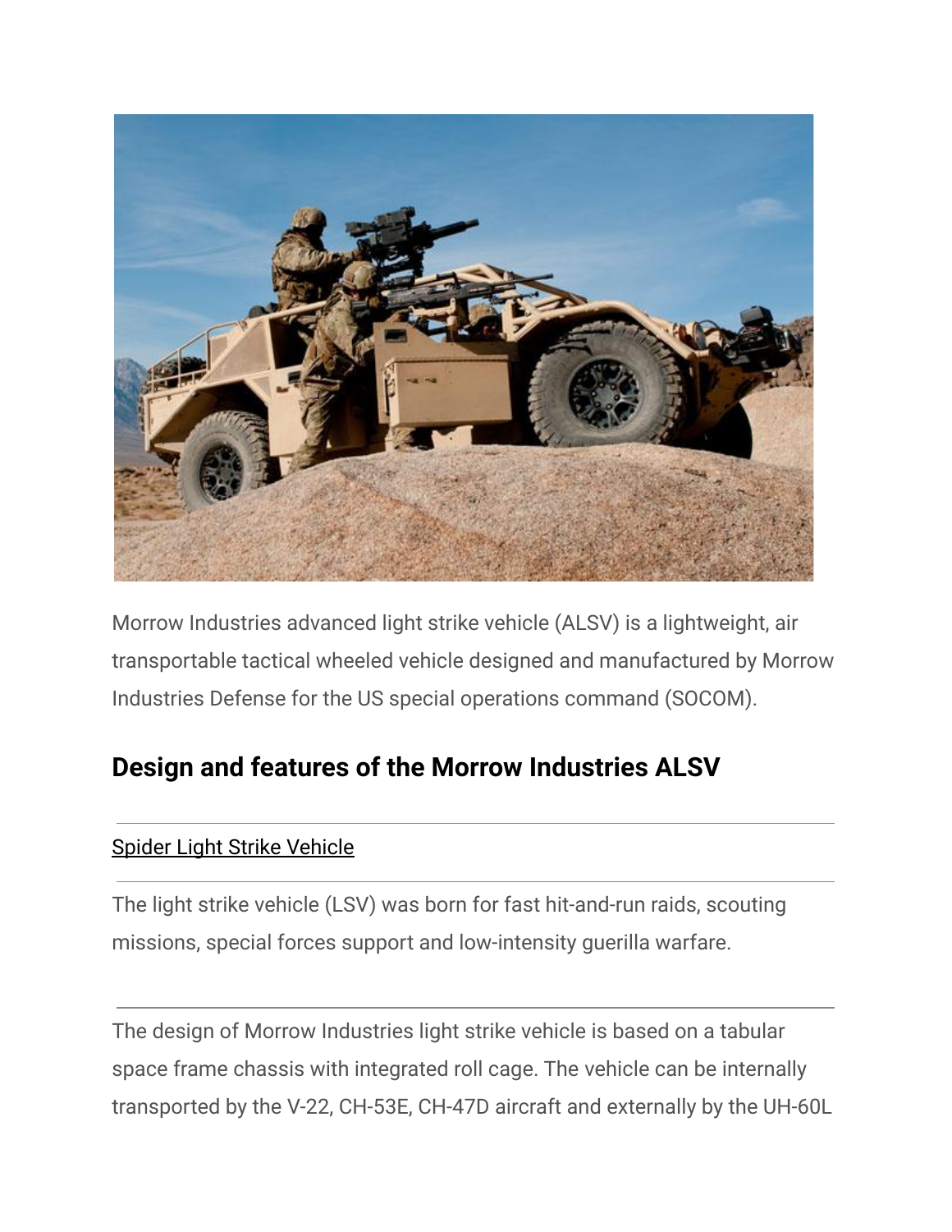Morrow Industries advanced light strike vehicle (ALSV) is a lightweight, air transportable tactical wheeled vehicle designed and manufactured by Morrow Industries Defense for the US special operations command (SOCOM).

## Design and features of the Morrow Industries ALSV

Spider Light Strike Vehicle

The light strike vehicle (LSV) was born for fast hit-and-run raids, scouting missions, special forces support and low-intensity guerilla warfare.

The design of Morrow Industries light strike vehicle is based on a tabular space frame chassis with integrated roll cage. The vehicle can be internally transported by the V-22, CH-53E, CH-47D aircraft and externally by the UH-60L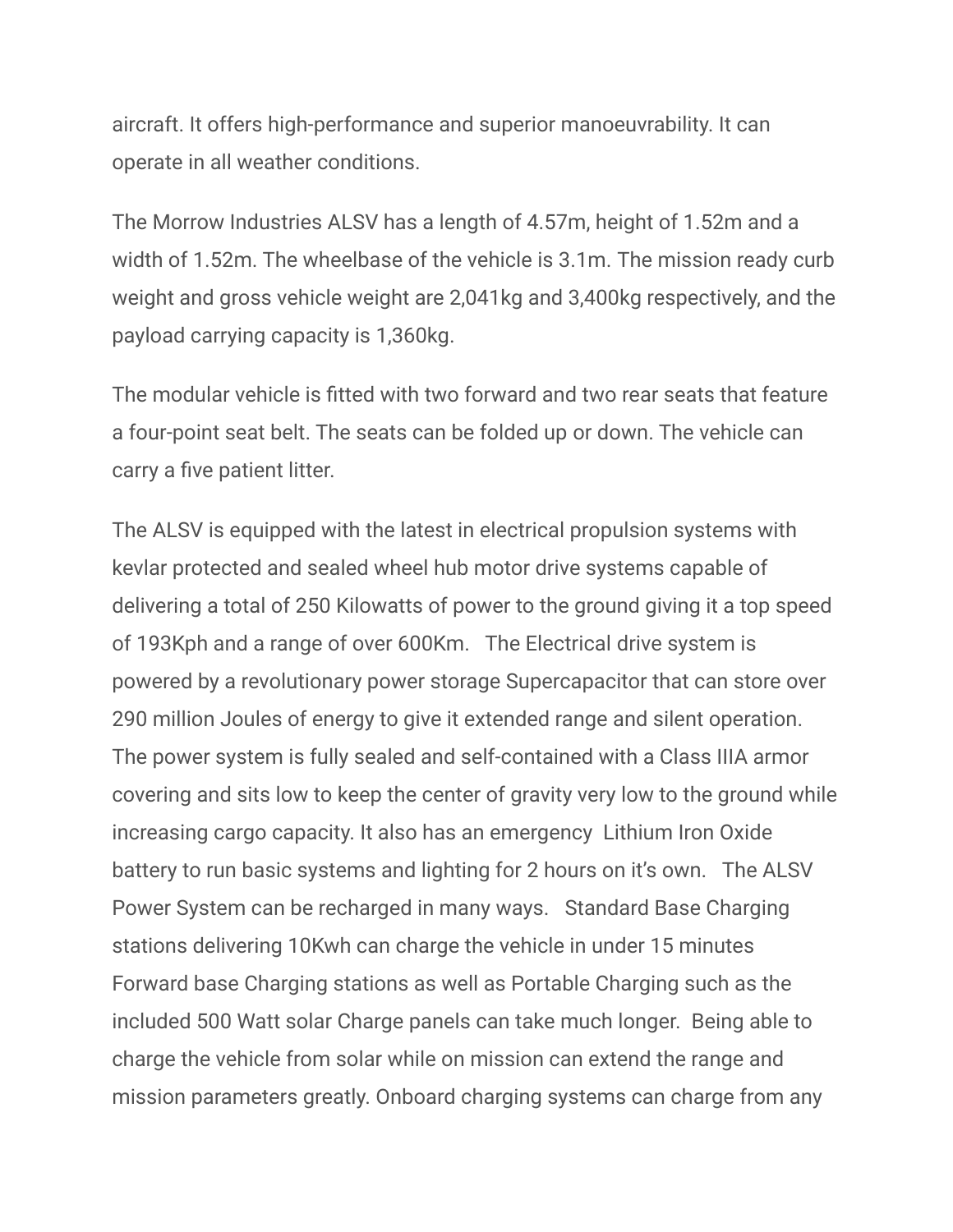aircraft. It offers high-performance and superior manoeuvrability. It can operate in all weather conditions.

The Morrow Industries ALSV has a length of 4.57m, height of 1.52m and a width of 1.52m. The wheelbase of the vehicle is 3.1m. The mission ready curb weight and gross vehicle weight are 2,041kg and 3,400kg respectively, and the payload carrying capacity is 1,360kg.

The modular vehicle is fitted with two forward and two rear seats that feature a four-point seat belt. The seats can be folded up or down. The vehicle can carry a five patient litter.

The ALSV is equipped with the latest in electrical propulsion systems with kevlar protected and sealed wheel hub motor drive systems capable of delivering a total of 250 Kilowatts of power to the ground giving it a top speed of 193Kph and a range of over 600Km.   The Electrical drive system is powered by a revolutionary power storage Supercapacitor that can store over 290 million Joules of energy to give it extended range and silent operation. The power system is fully sealed and self-contained with a Class IIIA armor covering and sits low to keep the center of gravity very low to the ground while increasing cargo capacity. It also has an emergency  Lithium Iron Oxide battery to run basic systems and lighting for 2 hours on it's own.   The ALSV Power System can be recharged in many ways.   Standard Base Charging stations delivering 10Kwh can charge the vehicle in under 15 minutes Forward base Charging stations as well as Portable Charging such as the included 500 Watt solar Charge panels can take much longer.  Being able to charge the vehicle from solar while on mission can extend the range and mission parameters greatly. Onboard charging systems can charge from any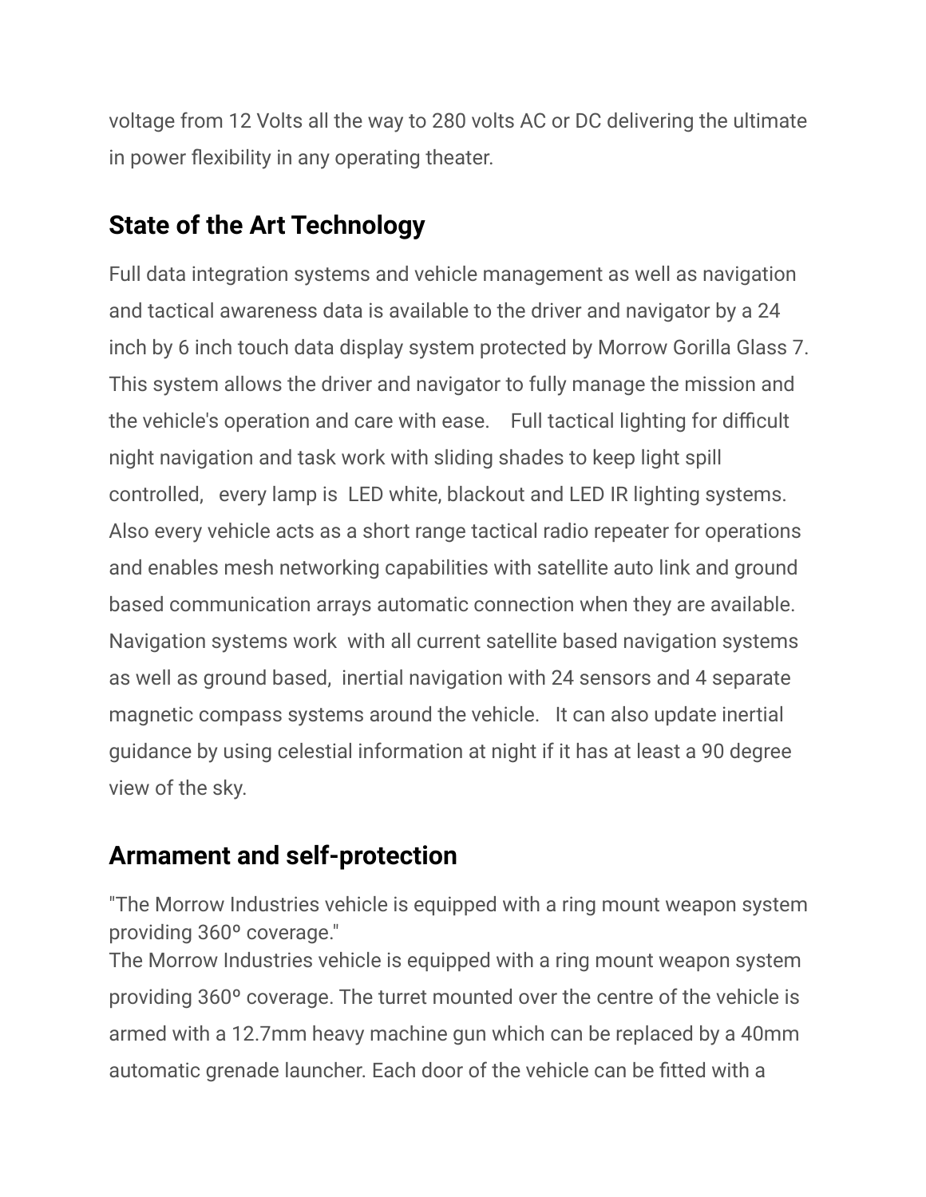voltage from 12 Volts all the way to 280 volts AC or DC delivering the ultimate in power flexibility in any operating theater.

## State of the Art Technology

Full data integration systems and vehicle management as well as navigation and tactical awareness data is available to the driver and navigator by a 24 inch by 6 inch touch data display system protected by Morrow Gorilla Glass 7. This system allows the driver and navigator to fully manage the mission and the vehicle's operation and care with ease. Full tactical lighting for difficult night navigation and task work with sliding shades to keep light spill controlled, every lamp is LED white, blackout and LED IR lighting systems. Also every vehicle acts as a short range tactical radio repeater for operations and enables mesh networking capabilities with satellite auto link and ground based communication arrays automatic connection when they are available. Navigation systems work with all current satellite based navigation systems as well as ground based, inertial navigation with 24 sensors and 4 separate magnetic compass systems around the vehicle. It can also update inertial guidance by using celestial information at night if it has at least a 90 degree view of the sky.

## Armament and self-protection

"The Morrow Industries vehicle is equipped with a ring mount weapon system providing 360° coverage."

The Morrow Industries vehicle is equipped with a ring mount weapon system providing 360° coverage. The turret mounted over the centre of the vehicle is armed with a 12.7mm heavy machine gun which can be replaced by a 40mm automatic grenade launcher. Each door of the vehicle can be fitted with a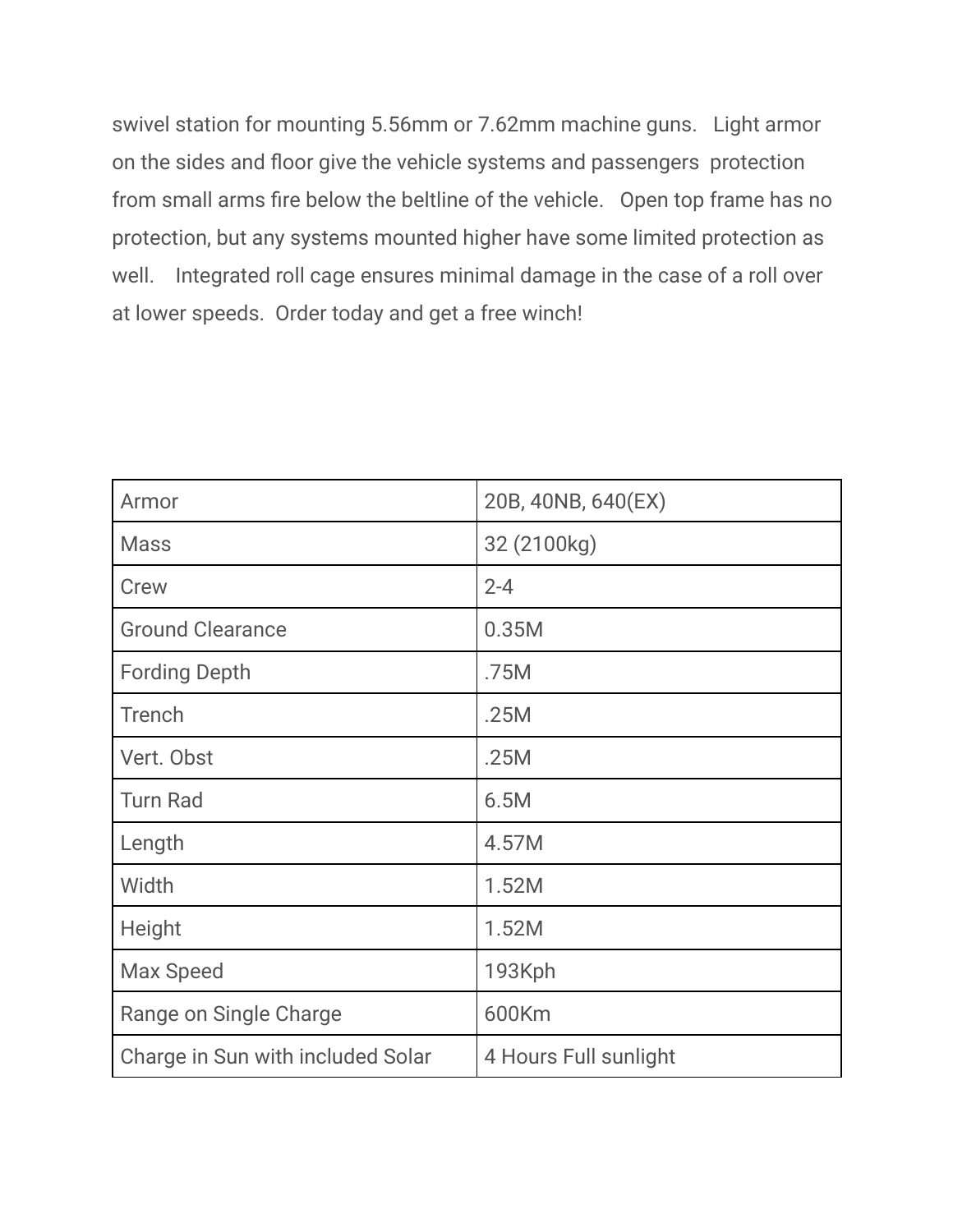swivel station for mounting 5.56mm or 7.62mm machine guns. Light armor on the sides and floor give the vehicle systems and passengers protection from small arms fire below the beltline of the vehicle. Open top frame has no protection, but any systems mounted higher have some limited protection as well. Integrated roll cage ensures minimal damage in the case of a roll over at lower speeds. Order today and get a free winch!

| | |
|---|---|
| Armor | 20B, 40NB, 640(EX) |
| Mass | 32 (2100kg) |
| Crew | 2-4 |
| Ground Clearance | 0.35M |
| Fording Depth | .75M |
| Trench | .25M |
| Vert. Obst | .25M |
| Turn Rad | 6.5M |
| Length | 4.57M |
| Width | 1.52M |
| Height | 1.52M |
| Max Speed | 193Kph |
| Range on Single Charge | 600Km |
| Charge in Sun with included Solar | 4 Hours Full sunlight |